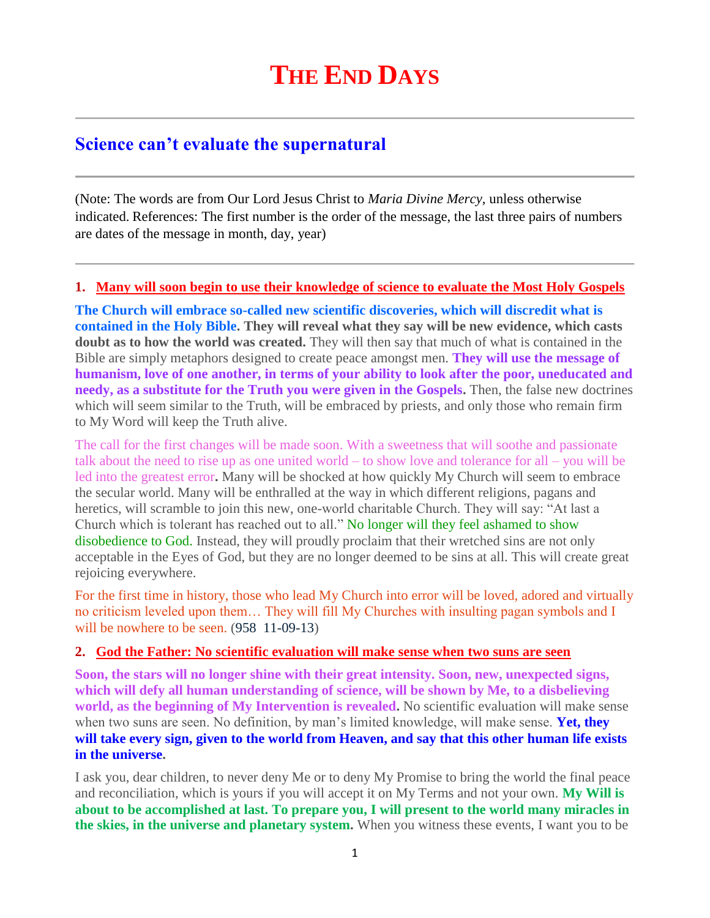# THE END DAYS

## Science can't evaluate the supernatural

(Note: The words are from Our Lord Jesus Christ to *Maria Divine Mercy*, unless otherwise indicated. References: The first number is the order of the message, the last three pairs of numbers are dates of the message in month, day, year)

1. **Many will soon begin to use their knowledge of science to evaluate the Most Holy Gospels**

**The Church will embrace so-called new scientific discoveries, which will discredit what is contained in the Holy Bible. They will reveal what they say will be new evidence, which casts doubt as to how the world was created.** They will then say that much of what is contained in the Bible are simply metaphors designed to create peace amongst men. **They will use the message of humanism, love of one another, in terms of your ability to look after the poor, uneducated and needy, as a substitute for the Truth you were given in the Gospels.** Then, the false new doctrines which will seem similar to the Truth, will be embraced by priests, and only those who remain firm to My Word will keep the Truth alive.

The call for the first changes will be made soon. With a sweetness that will soothe and passionate talk about the need to rise up as one united world – to show love and tolerance for all – you will be led into the greatest error**.** Many will be shocked at how quickly My Church will seem to embrace the secular world. Many will be enthralled at the way in which different religions, pagans and heretics, will scramble to join this new, one-world charitable Church. They will say: "At last a Church which is tolerant has reached out to all." No longer will they feel ashamed to show disobedience to God. Instead, they will proudly proclaim that their wretched sins are not only acceptable in the Eyes of God, but they are no longer deemed to be sins at all. This will create great rejoicing everywhere.

For the first time in history, those who lead My Church into error will be loved, adored and virtually no criticism leveled upon them… They will fill My Churches with insulting pagan symbols and I will be nowhere to be seen. (958 11-09-13)

2. **God the Father: No scientific evaluation will make sense when two suns are seen**

**Soon, the stars will no longer shine with their great intensity. Soon, new, unexpected signs, which will defy all human understanding of science, will be shown by Me, to a disbelieving world, as the beginning of My Intervention is revealed.** No scientific evaluation will make sense when two suns are seen. No definition, by man's limited knowledge, will make sense. **Yet, they will take every sign, given to the world from Heaven, and say that this other human life exists in the universe.**

I ask you, dear children, to never deny Me or to deny My Promise to bring the world the final peace and reconciliation, which is yours if you will accept it on My Terms and not your own. **My Will is about to be accomplished at last. To prepare you, I will present to the world many miracles in the skies, in the universe and planetary system.** When you witness these events, I want you to be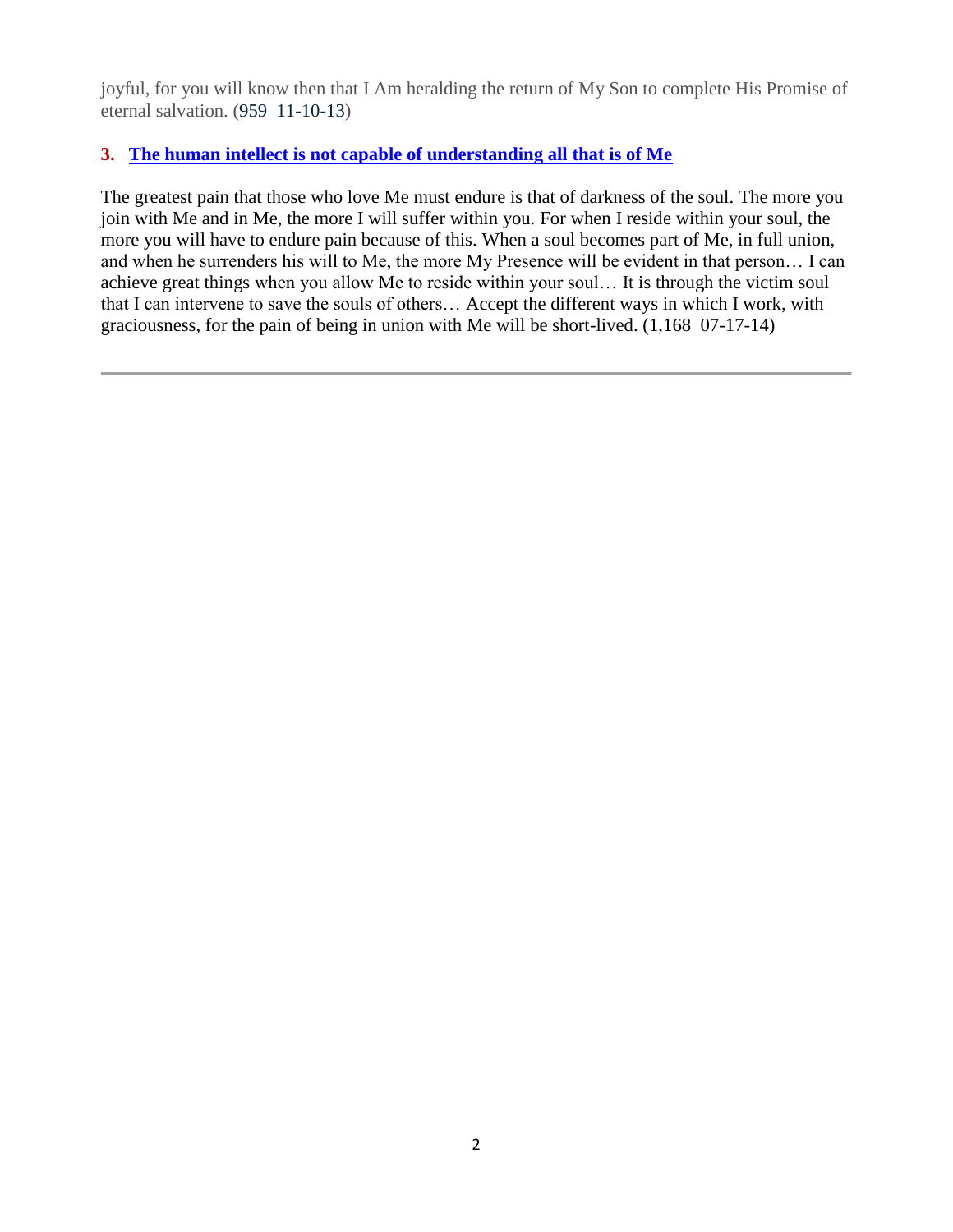joyful, for you will know then that I Am heralding the return of My Son to complete His Promise of eternal salvation. (959 11-10-13)

### 3. **[The human intellect is not capable of understanding all that is of Me]**

The greatest pain that those who love Me must endure is that of darkness of the soul. The more you join with Me and in Me, the more I will suffer within you. For when I reside within your soul, the more you will have to endure pain because of this. When a soul becomes part of Me, in full union, and when he surrenders his will to Me, the more My Presence will be evident in that person… I can achieve great things when you allow Me to reside within your soul… It is through the victim soul that I can intervene to save the souls of others… Accept the different ways in which I work, with graciousness, for the pain of being in union with Me will be short-lived. (1,168 07-17-14)

---